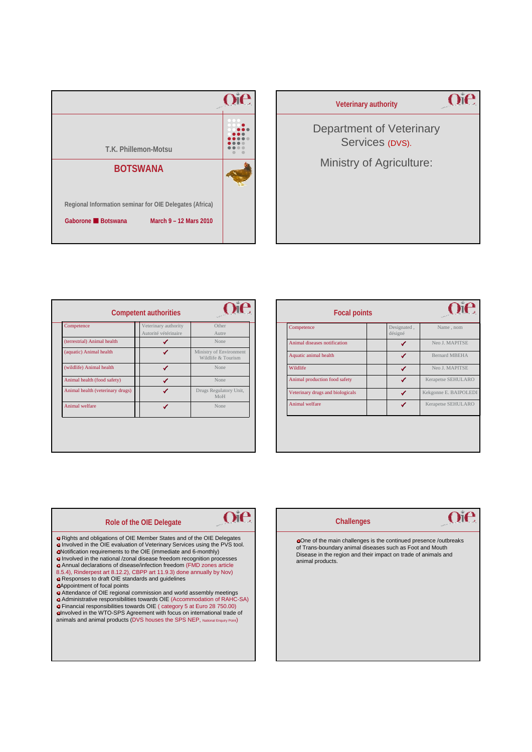T.K. Phillemon-Motsu

# BOTSWANA

Regional Information seminar for OIE Delegates (Africa)

Gaborone ■ Botswana March 9 – 12 Mars 2010

## Veterinary authority

Department of Veterinary Services (DVS).

Ministry of Agriculture:

## Competent authorities

| Competence | Veterinary authority Autorité vétérinaire | Other Autre |
|---|---|---|
| (terrestrial) Animal health | ✓ | None |
| (aquatic) Animal health | ✓ | Ministry of Environment Wildlife & Tourism |
| (wildlife) Animal health | ✓ | None |
| Animal health (food safety) | ✓ | None |
| Animal health (veterinary drugs) | ✓ | Drugs Regulatory Unit, MoH |
| Animal welfare | ✓ | None |

## Focal points

| Competence | Designated , désigné | Name , nom |
|---|---|---|
| Animal diseases notification | ✓ | Neo J. MAPITSE |
| Aquatic animal health | ✓ | Bernard MBEHA |
| Wildlife | ✓ | Neo J. MAPITSE |
| Animal production food safety | ✓ | Kerapetse SEHULARO |
| Veterinary drugs and biologicals | ✓ | Kekgonne E. BAIPOLEDI |
| Animal welfare | ✓ | Kerapetse SEHULARO |

## Role of the OIE Delegate

- Rights and obligations of OIE Member States and of the OIE Delegates
- Involved in the OIE evaluation of Veterinary Services using the PVS tool.
- Notification requirements to the OIE (immediate and 6-monthly)
- Involved in the national /zonal disease freedom recognition processes
- Annual declarations of disease/infection freedom (FMD zones article 8.5.4), Rinderpest art 8.12.2), CBPP art 11.9.3) done annually by Nov)
- Responses to draft OIE standards and guidelines
- Appointment of focal points
- Attendance of OIE regional commission and world assembly meetings
- Administrative responsibilities towards OIE (Accommodation of RAHC-SA)
- Financial responsibilities towards OIE ( category 5 at Euro 28 750.00)
- Involved in the WTO-SPS Agreement with focus on international trade of animals and animal products (DVS houses the SPS NEP, National Enquiry Point)

## Challenges

- One of the main challenges is the continued presence /outbreaks of Trans-boundary animal diseases such as Foot and Mouth Disease in the region and their impact on trade of animals and animal products.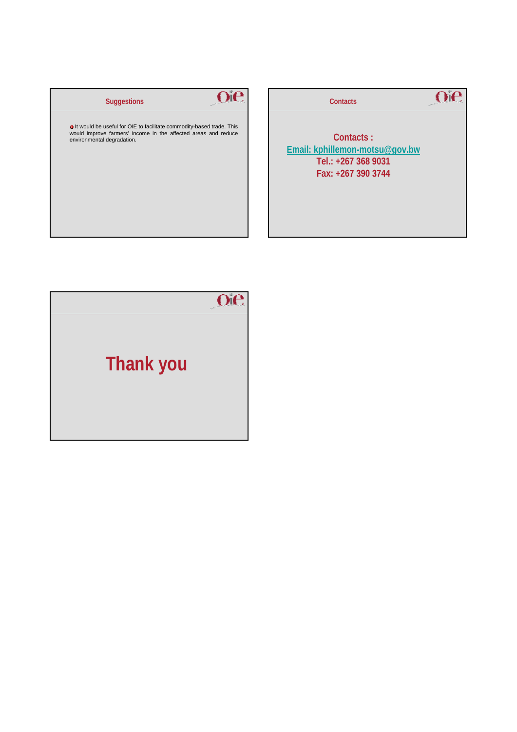## Suggestions

- It would be useful for OIE to facilitate commodity-based trade. This would improve farmers' income in the affected areas and reduce environmental degradation.

## Contacts

**Contacts :**

**Email: kphillemon-motsu@gov.bw**

**Tel.: +267 368 9031**

**Fax: +267 390 3744**

# Thank you